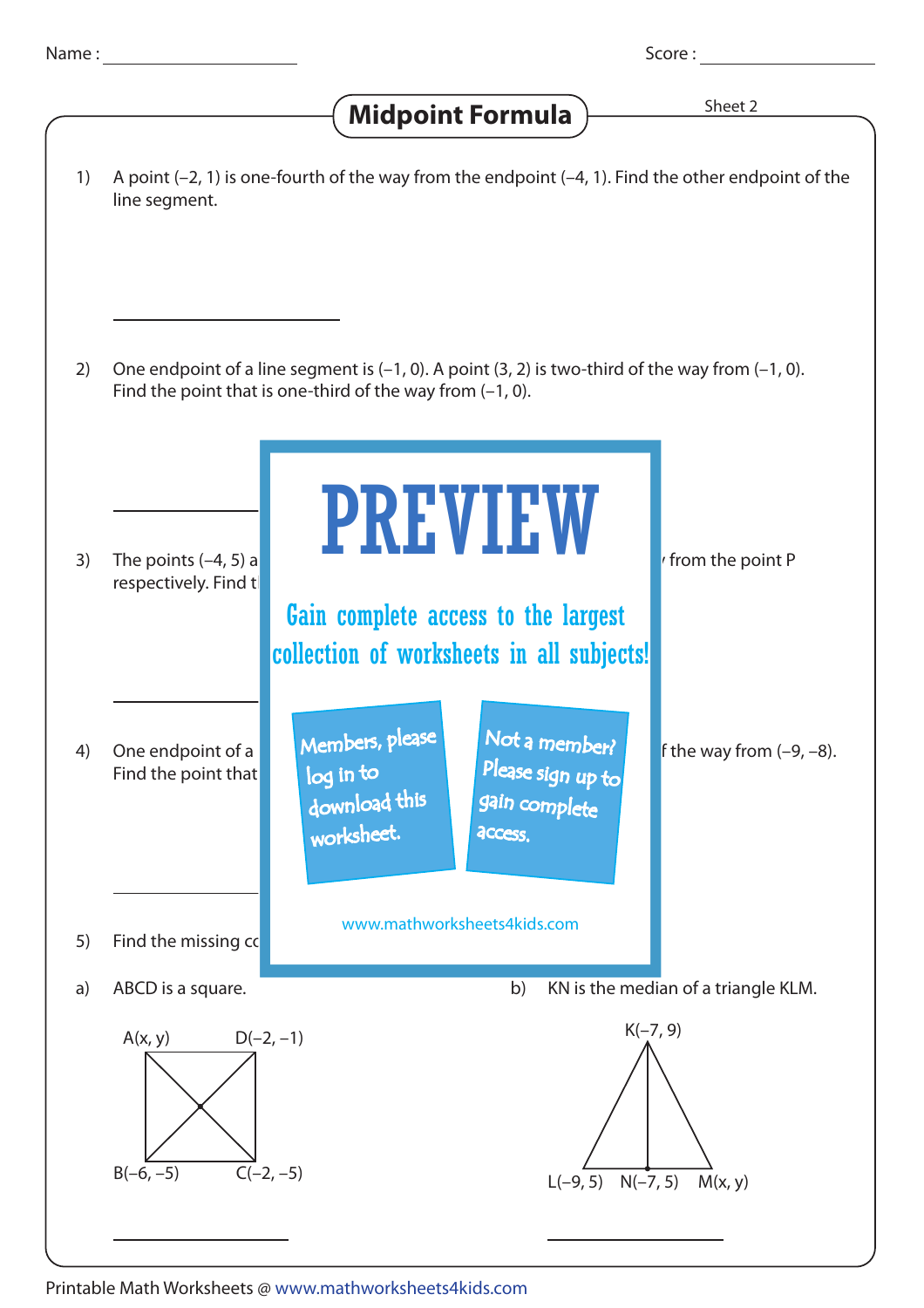Name : ____________ Score : ____________

# Midpoint Formula

Sheet 2

1) A point (–2, 1) is one-fourth of the way from the endpoint (–4, 1). Find the other endpoint of the line segment.

____________

2) One endpoint of a line segment is (–1, 0). A point (3, 2) is two-third of the way from (–1, 0). Find the point that is one-third of the way from (–1, 0).

____________

3) The points (–4, 5) a                                                                     from the point P respectively. Find t

____________

4) One endpoint of a                                                                     f the way from (–9, –8). Find the point that

____________

# PREVIEW

Gain complete access to the largest collection of worksheets in all subjects!

Members, please log in to download this worksheet.

Not a member? Please sign up to gain complete access.

www.mathworksheets4kids.com

5) Find the missing co

a) ABCD is a square.

A(x, y) D(–2, –1)

B(–6, –5) C(–2, –5)

____________

b) KN is the median of a triangle KLM.

K(–7, 9)

L(–9, 5) N(–7, 5) M(x, y)

____________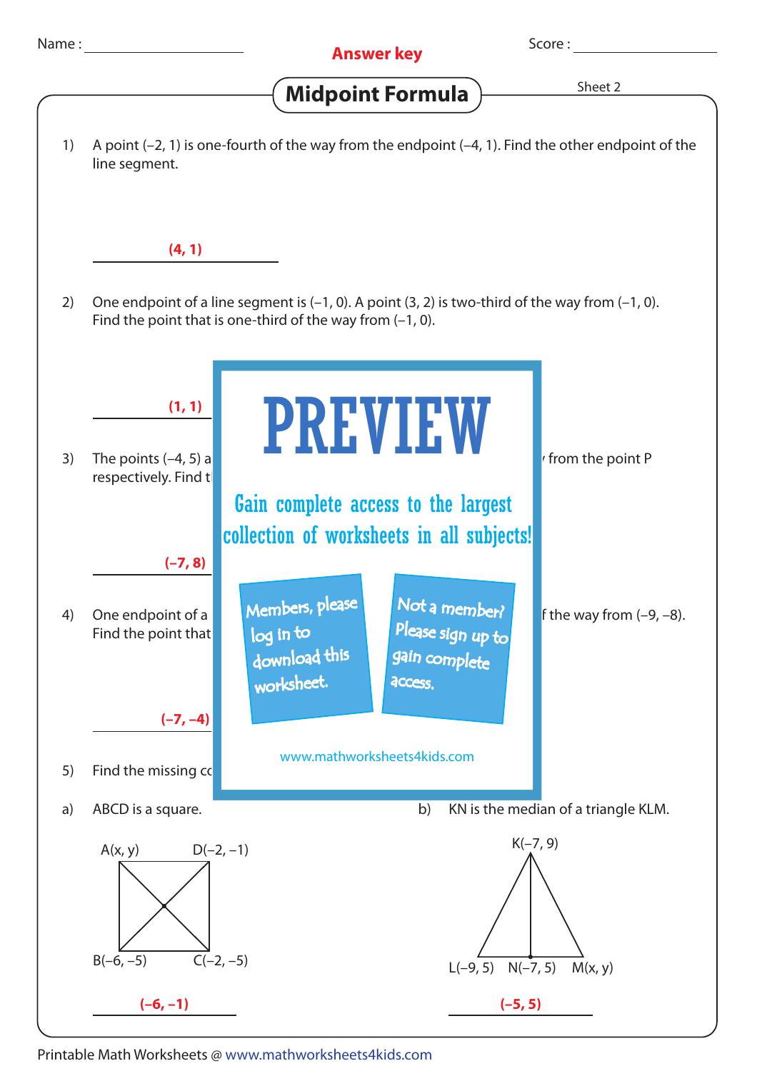Name : ____________ **Answer key** Score : ____________

# Midpoint Formula

Sheet 2

1) A point (–2, 1) is one-fourth of the way from the endpoint (–4, 1). Find the other endpoint of the line segment.

**(4, 1)**

2) One endpoint of a line segment is (–1, 0). A point (3, 2) is two-third of the way from (–1, 0). Find the point that is one-third of the way from (–1, 0).

**(1, 1)**

3) The points (–4, 5) a ... from the point P respectively. Find t...

**(–7, 8)**

4) One endpoint of a ... f the way from (–9, –8). Find the point that ...

**(–7, –4)**

PREVIEW

Gain complete access to the largest collection of worksheets in all subjects!

Members, please log in to download this worksheet.

Not a member? Please sign up to gain complete access.

www.mathworksheets4kids.com

5) Find the missing co...

a) ABCD is a square.

A(x, y) D(–2, –1)

B(–6, –5) C(–2, –5)

**(–6, –1)**

b) KN is the median of a triangle KLM.

K(–7, 9)

L(–9, 5) N(–7, 5) M(x, y)

**(–5, 5)**